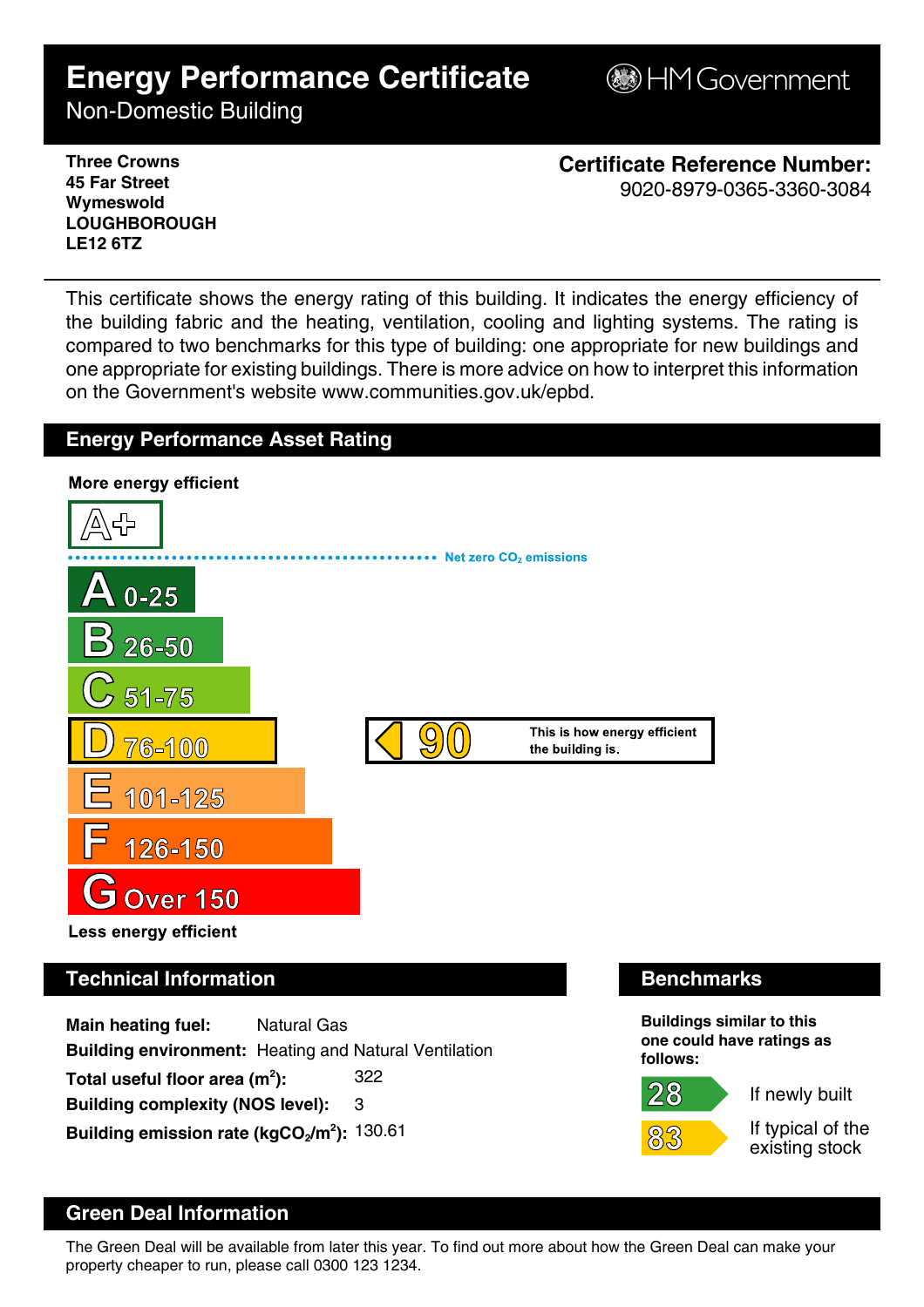# Energy Performance Certificate

Non-Domestic Building

HM Government

**Three Crowns**
**45 Far Street**
**Wymeswold**
**LOUGHBOROUGH**
**LE12 6TZ**

**Certificate Reference Number:**
9020-8979-0365-3360-3084

This certificate shows the energy rating of this building. It indicates the energy efficiency of the building fabric and the heating, ventilation, cooling and lighting systems. The rating is compared to two benchmarks for this type of building: one appropriate for new buildings and one appropriate for existing buildings. There is more advice on how to interpret this information on the Government's website www.communities.gov.uk/epbd.

## Energy Performance Asset Rating

**More energy efficient**

A+

Net zero $CO_2$ emissions

- A 0-25
- B 26-50
- C 51-75
- D 76-100
- E 101-125
- F 126-150
- G Over 150

**90** — This is how energy efficient the building is.

**Less energy efficient**

## Technical Information

**Main heating fuel:** Natural Gas

**Building environment:** Heating and Natural Ventilation

**Total useful floor area ($m^2$):** 322

**Building complexity (NOS level):** 3

**Building emission rate ($kgCO_2/m^2$):** 130.61

## Benchmarks

**Buildings similar to this one could have ratings as follows:**

- 28 — If newly built
- 83 — If typical of the existing stock

## Green Deal Information

The Green Deal will be available from later this year. To find out more about how the Green Deal can make your property cheaper to run, please call 0300 123 1234.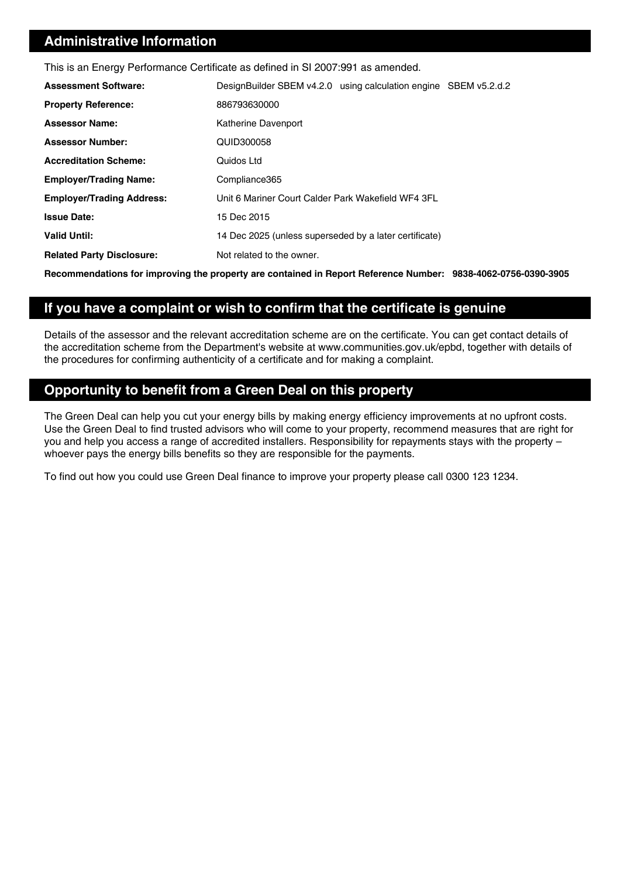## Administrative Information

This is an Energy Performance Certificate as defined in SI 2007:991 as amended.

| | |
|---|---|
| **Assessment Software:** | DesignBuilder SBEM v4.2.0 using calculation engine SBEM v5.2.d.2 |
| **Property Reference:** | 886793630000 |
| **Assessor Name:** | Katherine Davenport |
| **Assessor Number:** | QUID300058 |
| **Accreditation Scheme:** | Quidos Ltd |
| **Employer/Trading Name:** | Compliance365 |
| **Employer/Trading Address:** | Unit 6 Mariner Court Calder Park Wakefield WF4 3FL |
| **Issue Date:** | 15 Dec 2015 |
| **Valid Until:** | 14 Dec 2025 (unless superseded by a later certificate) |
| **Related Party Disclosure:** | Not related to the owner. |

**Recommendations for improving the property are contained in Report Reference Number: 9838-4062-0756-0390-3905**

## If you have a complaint or wish to confirm that the certificate is genuine

Details of the assessor and the relevant accreditation scheme are on the certificate. You can get contact details of the accreditation scheme from the Department's website at www.communities.gov.uk/epbd, together with details of the procedures for confirming authenticity of a certificate and for making a complaint.

## Opportunity to benefit from a Green Deal on this property

The Green Deal can help you cut your energy bills by making energy efficiency improvements at no upfront costs. Use the Green Deal to find trusted advisors who will come to your property, recommend measures that are right for you and help you access a range of accredited installers. Responsibility for repayments stays with the property – whoever pays the energy bills benefits so they are responsible for the payments.

To find out how you could use Green Deal finance to improve your property please call 0300 123 1234.